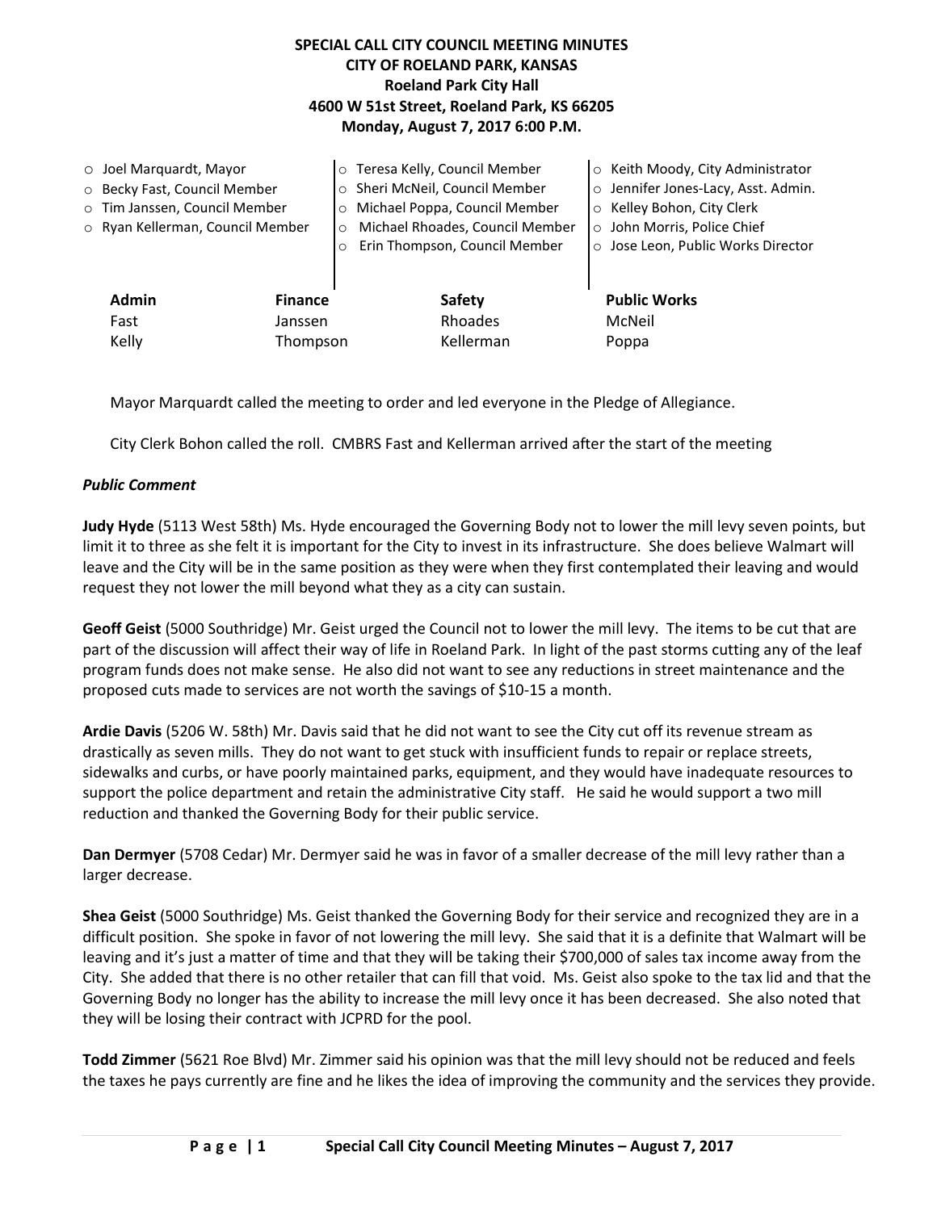**SPECIAL CALL CITY COUNCIL MEETING MINUTES**
**CITY OF ROELAND PARK, KANSAS**
**Roeland Park City Hall**
**4600 W 51st Street, Roeland Park, KS 66205**
**Monday, August 7, 2017 6:00 P.M.**

- Joel Marquardt, Mayor
- Becky Fast, Council Member
- Tim Janssen, Council Member
- Ryan Kellerman, Council Member
- Teresa Kelly, Council Member
- Sheri McNeil, Council Member
- Michael Poppa, Council Member
- Michael Rhoades, Council Member
- Erin Thompson, Council Member
- Keith Moody, City Administrator
- Jennifer Jones-Lacy, Asst. Admin.
- Kelley Bohon, City Clerk
- John Morris, Police Chief
- Jose Leon, Public Works Director

| Admin | Finance | Safety | Public Works |
|---|---|---|---|
| Fast | Janssen | Rhoades | McNeil |
| Kelly | Thompson | Kellerman | Poppa |

Mayor Marquardt called the meeting to order and led everyone in the Pledge of Allegiance.

City Clerk Bohon called the roll. CMBRS Fast and Kellerman arrived after the start of the meeting

***Public Comment***

**Judy Hyde** (5113 West 58th) Ms. Hyde encouraged the Governing Body not to lower the mill levy seven points, but limit it to three as she felt it is important for the City to invest in its infrastructure. She does believe Walmart will leave and the City will be in the same position as they were when they first contemplated their leaving and would request they not lower the mill beyond what they as a city can sustain.

**Geoff Geist** (5000 Southridge) Mr. Geist urged the Council not to lower the mill levy. The items to be cut that are part of the discussion will affect their way of life in Roeland Park. In light of the past storms cutting any of the leaf program funds does not make sense. He also did not want to see any reductions in street maintenance and the proposed cuts made to services are not worth the savings of $10-15 a month.

**Ardie Davis** (5206 W. 58th) Mr. Davis said that he did not want to see the City cut off its revenue stream as drastically as seven mills. They do not want to get stuck with insufficient funds to repair or replace streets, sidewalks and curbs, or have poorly maintained parks, equipment, and they would have inadequate resources to support the police department and retain the administrative City staff. He said he would support a two mill reduction and thanked the Governing Body for their public service.

**Dan Dermyer** (5708 Cedar) Mr. Dermyer said he was in favor of a smaller decrease of the mill levy rather than a larger decrease.

**Shea Geist** (5000 Southridge) Ms. Geist thanked the Governing Body for their service and recognized they are in a difficult position. She spoke in favor of not lowering the mill levy. She said that it is a definite that Walmart will be leaving and it's just a matter of time and that they will be taking their $700,000 of sales tax income away from the City. She added that there is no other retailer that can fill that void. Ms. Geist also spoke to the tax lid and that the Governing Body no longer has the ability to increase the mill levy once it has been decreased. She also noted that they will be losing their contract with JCPRD for the pool.

**Todd Zimmer** (5621 Roe Blvd) Mr. Zimmer said his opinion was that the mill levy should not be reduced and feels the taxes he pays currently are fine and he likes the idea of improving the community and the services they provide.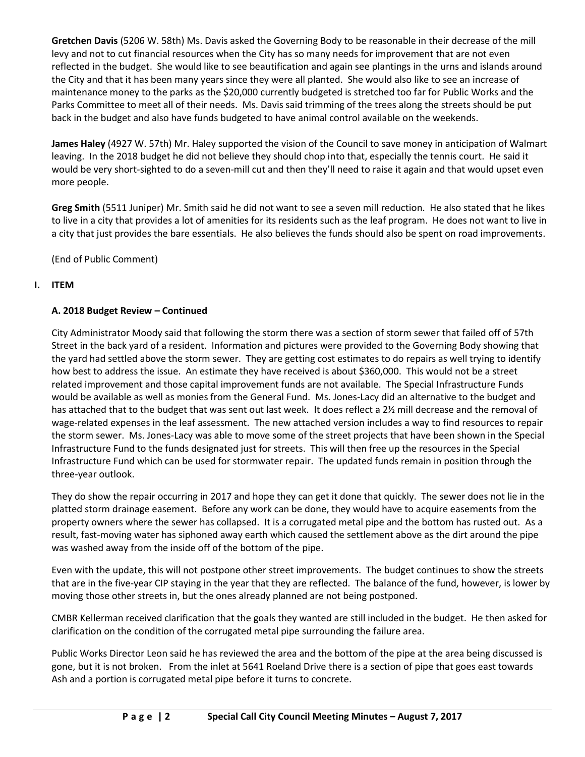**Gretchen Davis** (5206 W. 58th) Ms. Davis asked the Governing Body to be reasonable in their decrease of the mill levy and not to cut financial resources when the City has so many needs for improvement that are not even reflected in the budget. She would like to see beautification and again see plantings in the urns and islands around the City and that it has been many years since they were all planted. She would also like to see an increase of maintenance money to the parks as the $20,000 currently budgeted is stretched too far for Public Works and the Parks Committee to meet all of their needs. Ms. Davis said trimming of the trees along the streets should be put back in the budget and also have funds budgeted to have animal control available on the weekends.

**James Haley** (4927 W. 57th) Mr. Haley supported the vision of the Council to save money in anticipation of Walmart leaving. In the 2018 budget he did not believe they should chop into that, especially the tennis court. He said it would be very short-sighted to do a seven-mill cut and then they'll need to raise it again and that would upset even more people.

**Greg Smith** (5511 Juniper) Mr. Smith said he did not want to see a seven mill reduction. He also stated that he likes to live in a city that provides a lot of amenities for its residents such as the leaf program. He does not want to live in a city that just provides the bare essentials. He also believes the funds should also be spent on road improvements.

(End of Public Comment)

## I. ITEM

### A. 2018 Budget Review – Continued

City Administrator Moody said that following the storm there was a section of storm sewer that failed off of 57th Street in the back yard of a resident. Information and pictures were provided to the Governing Body showing that the yard had settled above the storm sewer. They are getting cost estimates to do repairs as well trying to identify how best to address the issue. An estimate they have received is about $360,000. This would not be a street related improvement and those capital improvement funds are not available. The Special Infrastructure Funds would be available as well as monies from the General Fund. Ms. Jones-Lacy did an alternative to the budget and has attached that to the budget that was sent out last week. It does reflect a 2½ mill decrease and the removal of wage-related expenses in the leaf assessment. The new attached version includes a way to find resources to repair the storm sewer. Ms. Jones-Lacy was able to move some of the street projects that have been shown in the Special Infrastructure Fund to the funds designated just for streets. This will then free up the resources in the Special Infrastructure Fund which can be used for stormwater repair. The updated funds remain in position through the three-year outlook.

They do show the repair occurring in 2017 and hope they can get it done that quickly. The sewer does not lie in the platted storm drainage easement. Before any work can be done, they would have to acquire easements from the property owners where the sewer has collapsed. It is a corrugated metal pipe and the bottom has rusted out. As a result, fast-moving water has siphoned away earth which caused the settlement above as the dirt around the pipe was washed away from the inside off of the bottom of the pipe.

Even with the update, this will not postpone other street improvements. The budget continues to show the streets that are in the five-year CIP staying in the year that they are reflected. The balance of the fund, however, is lower by moving those other streets in, but the ones already planned are not being postponed.

CMBR Kellerman received clarification that the goals they wanted are still included in the budget. He then asked for clarification on the condition of the corrugated metal pipe surrounding the failure area.

Public Works Director Leon said he has reviewed the area and the bottom of the pipe at the area being discussed is gone, but it is not broken. From the inlet at 5641 Roeland Drive there is a section of pipe that goes east towards Ash and a portion is corrugated metal pipe before it turns to concrete.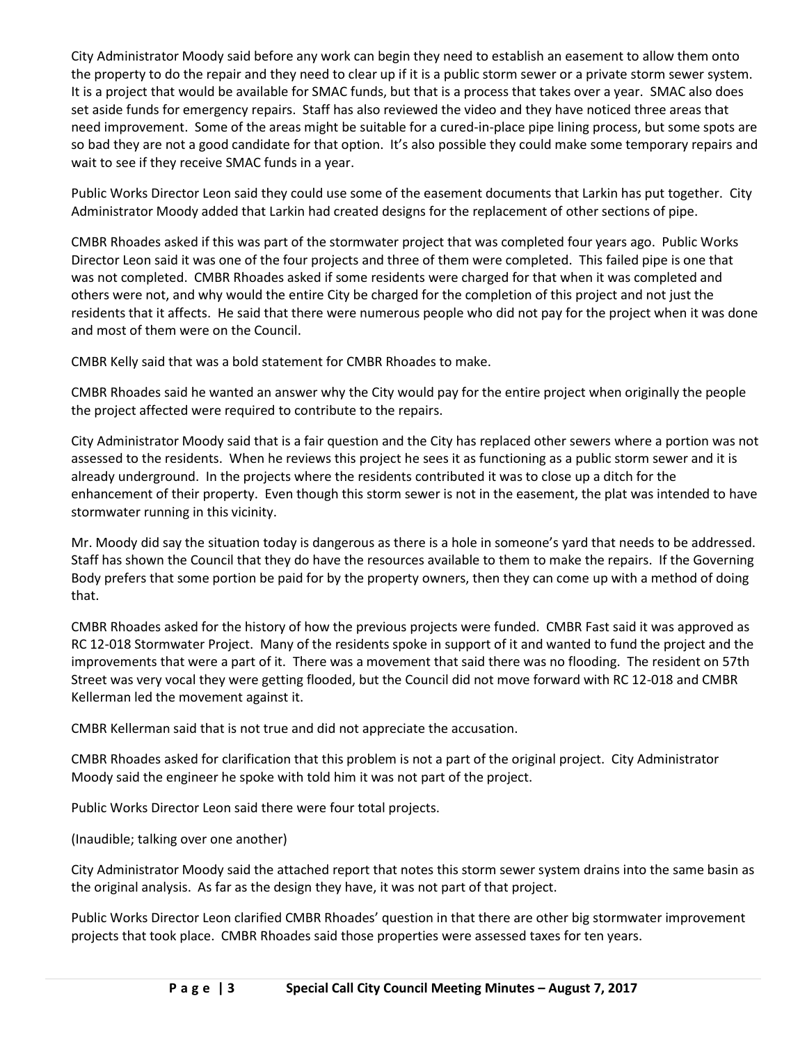City Administrator Moody said before any work can begin they need to establish an easement to allow them onto the property to do the repair and they need to clear up if it is a public storm sewer or a private storm sewer system. It is a project that would be available for SMAC funds, but that is a process that takes over a year. SMAC also does set aside funds for emergency repairs. Staff has also reviewed the video and they have noticed three areas that need improvement. Some of the areas might be suitable for a cured-in-place pipe lining process, but some spots are so bad they are not a good candidate for that option. It's also possible they could make some temporary repairs and wait to see if they receive SMAC funds in a year.

Public Works Director Leon said they could use some of the easement documents that Larkin has put together. City Administrator Moody added that Larkin had created designs for the replacement of other sections of pipe.

CMBR Rhoades asked if this was part of the stormwater project that was completed four years ago. Public Works Director Leon said it was one of the four projects and three of them were completed. This failed pipe is one that was not completed. CMBR Rhoades asked if some residents were charged for that when it was completed and others were not, and why would the entire City be charged for the completion of this project and not just the residents that it affects. He said that there were numerous people who did not pay for the project when it was done and most of them were on the Council.

CMBR Kelly said that was a bold statement for CMBR Rhoades to make.

CMBR Rhoades said he wanted an answer why the City would pay for the entire project when originally the people the project affected were required to contribute to the repairs.

City Administrator Moody said that is a fair question and the City has replaced other sewers where a portion was not assessed to the residents. When he reviews this project he sees it as functioning as a public storm sewer and it is already underground. In the projects where the residents contributed it was to close up a ditch for the enhancement of their property. Even though this storm sewer is not in the easement, the plat was intended to have stormwater running in this vicinity.

Mr. Moody did say the situation today is dangerous as there is a hole in someone's yard that needs to be addressed. Staff has shown the Council that they do have the resources available to them to make the repairs. If the Governing Body prefers that some portion be paid for by the property owners, then they can come up with a method of doing that.

CMBR Rhoades asked for the history of how the previous projects were funded. CMBR Fast said it was approved as RC 12-018 Stormwater Project. Many of the residents spoke in support of it and wanted to fund the project and the improvements that were a part of it. There was a movement that said there was no flooding. The resident on 57th Street was very vocal they were getting flooded, but the Council did not move forward with RC 12-018 and CMBR Kellerman led the movement against it.

CMBR Kellerman said that is not true and did not appreciate the accusation.

CMBR Rhoades asked for clarification that this problem is not a part of the original project. City Administrator Moody said the engineer he spoke with told him it was not part of the project.

Public Works Director Leon said there were four total projects.

(Inaudible; talking over one another)

City Administrator Moody said the attached report that notes this storm sewer system drains into the same basin as the original analysis. As far as the design they have, it was not part of that project.

Public Works Director Leon clarified CMBR Rhoades' question in that there are other big stormwater improvement projects that took place. CMBR Rhoades said those properties were assessed taxes for ten years.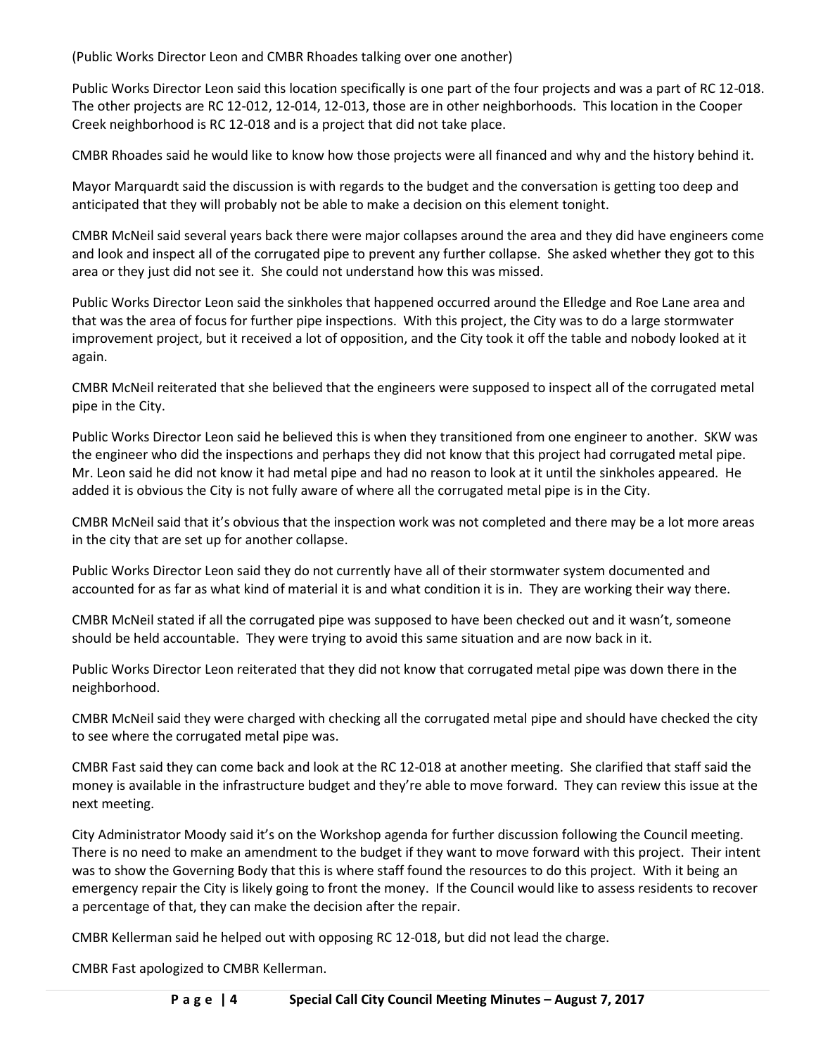(Public Works Director Leon and CMBR Rhoades talking over one another)

Public Works Director Leon said this location specifically is one part of the four projects and was a part of RC 12-018. The other projects are RC 12-012, 12-014, 12-013, those are in other neighborhoods. This location in the Cooper Creek neighborhood is RC 12-018 and is a project that did not take place.

CMBR Rhoades said he would like to know how those projects were all financed and why and the history behind it.

Mayor Marquardt said the discussion is with regards to the budget and the conversation is getting too deep and anticipated that they will probably not be able to make a decision on this element tonight.

CMBR McNeil said several years back there were major collapses around the area and they did have engineers come and look and inspect all of the corrugated pipe to prevent any further collapse. She asked whether they got to this area or they just did not see it. She could not understand how this was missed.

Public Works Director Leon said the sinkholes that happened occurred around the Elledge and Roe Lane area and that was the area of focus for further pipe inspections. With this project, the City was to do a large stormwater improvement project, but it received a lot of opposition, and the City took it off the table and nobody looked at it again.

CMBR McNeil reiterated that she believed that the engineers were supposed to inspect all of the corrugated metal pipe in the City.

Public Works Director Leon said he believed this is when they transitioned from one engineer to another. SKW was the engineer who did the inspections and perhaps they did not know that this project had corrugated metal pipe. Mr. Leon said he did not know it had metal pipe and had no reason to look at it until the sinkholes appeared. He added it is obvious the City is not fully aware of where all the corrugated metal pipe is in the City.

CMBR McNeil said that it's obvious that the inspection work was not completed and there may be a lot more areas in the city that are set up for another collapse.

Public Works Director Leon said they do not currently have all of their stormwater system documented and accounted for as far as what kind of material it is and what condition it is in. They are working their way there.

CMBR McNeil stated if all the corrugated pipe was supposed to have been checked out and it wasn't, someone should be held accountable. They were trying to avoid this same situation and are now back in it.

Public Works Director Leon reiterated that they did not know that corrugated metal pipe was down there in the neighborhood.

CMBR McNeil said they were charged with checking all the corrugated metal pipe and should have checked the city to see where the corrugated metal pipe was.

CMBR Fast said they can come back and look at the RC 12-018 at another meeting. She clarified that staff said the money is available in the infrastructure budget and they're able to move forward. They can review this issue at the next meeting.

City Administrator Moody said it's on the Workshop agenda for further discussion following the Council meeting. There is no need to make an amendment to the budget if they want to move forward with this project. Their intent was to show the Governing Body that this is where staff found the resources to do this project. With it being an emergency repair the City is likely going to front the money. If the Council would like to assess residents to recover a percentage of that, they can make the decision after the repair.

CMBR Kellerman said he helped out with opposing RC 12-018, but did not lead the charge.

CMBR Fast apologized to CMBR Kellerman.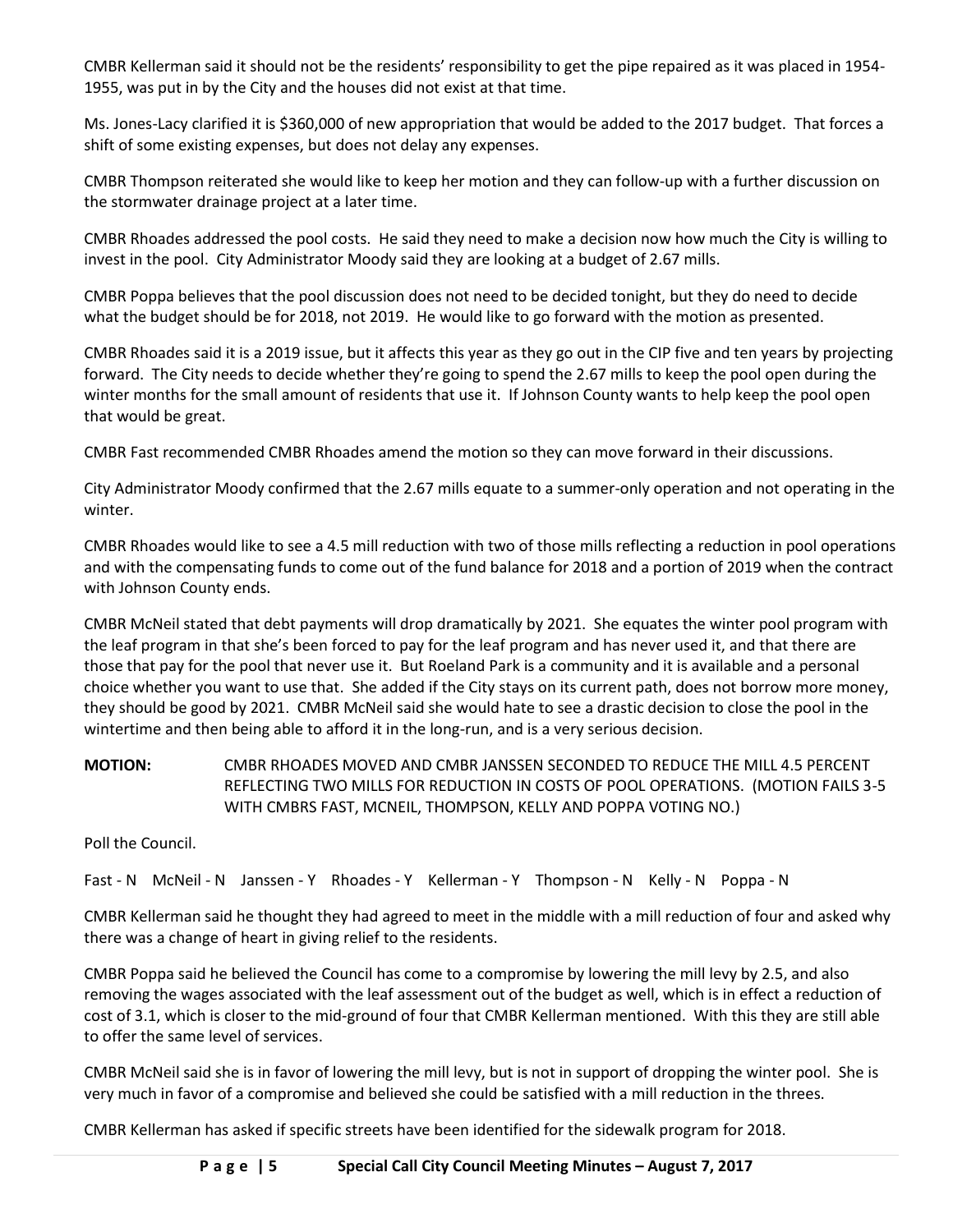CMBR Kellerman said it should not be the residents' responsibility to get the pipe repaired as it was placed in 1954-1955, was put in by the City and the houses did not exist at that time.

Ms. Jones-Lacy clarified it is $360,000 of new appropriation that would be added to the 2017 budget. That forces a shift of some existing expenses, but does not delay any expenses.

CMBR Thompson reiterated she would like to keep her motion and they can follow-up with a further discussion on the stormwater drainage project at a later time.

CMBR Rhoades addressed the pool costs. He said they need to make a decision now how much the City is willing to invest in the pool. City Administrator Moody said they are looking at a budget of 2.67 mills.

CMBR Poppa believes that the pool discussion does not need to be decided tonight, but they do need to decide what the budget should be for 2018, not 2019. He would like to go forward with the motion as presented.

CMBR Rhoades said it is a 2019 issue, but it affects this year as they go out in the CIP five and ten years by projecting forward. The City needs to decide whether they're going to spend the 2.67 mills to keep the pool open during the winter months for the small amount of residents that use it. If Johnson County wants to help keep the pool open that would be great.

CMBR Fast recommended CMBR Rhoades amend the motion so they can move forward in their discussions.

City Administrator Moody confirmed that the 2.67 mills equate to a summer-only operation and not operating in the winter.

CMBR Rhoades would like to see a 4.5 mill reduction with two of those mills reflecting a reduction in pool operations and with the compensating funds to come out of the fund balance for 2018 and a portion of 2019 when the contract with Johnson County ends.

CMBR McNeil stated that debt payments will drop dramatically by 2021. She equates the winter pool program with the leaf program in that she's been forced to pay for the leaf program and has never used it, and that there are those that pay for the pool that never use it. But Roeland Park is a community and it is available and a personal choice whether you want to use that. She added if the City stays on its current path, does not borrow more money, they should be good by 2021. CMBR McNeil said she would hate to see a drastic decision to close the pool in the wintertime and then being able to afford it in the long-run, and is a very serious decision.

**MOTION:** CMBR RHOADES MOVED AND CMBR JANSSEN SECONDED TO REDUCE THE MILL 4.5 PERCENT REFLECTING TWO MILLS FOR REDUCTION IN COSTS OF POOL OPERATIONS. (MOTION FAILS 3-5 WITH CMBRS FAST, MCNEIL, THOMPSON, KELLY AND POPPA VOTING NO.)

Poll the Council.

Fast - N McNeil - N Janssen - Y Rhoades - Y Kellerman - Y Thompson - N Kelly - N Poppa - N

CMBR Kellerman said he thought they had agreed to meet in the middle with a mill reduction of four and asked why there was a change of heart in giving relief to the residents.

CMBR Poppa said he believed the Council has come to a compromise by lowering the mill levy by 2.5, and also removing the wages associated with the leaf assessment out of the budget as well, which is in effect a reduction of cost of 3.1, which is closer to the mid-ground of four that CMBR Kellerman mentioned. With this they are still able to offer the same level of services.

CMBR McNeil said she is in favor of lowering the mill levy, but is not in support of dropping the winter pool. She is very much in favor of a compromise and believed she could be satisfied with a mill reduction in the threes.

CMBR Kellerman has asked if specific streets have been identified for the sidewalk program for 2018.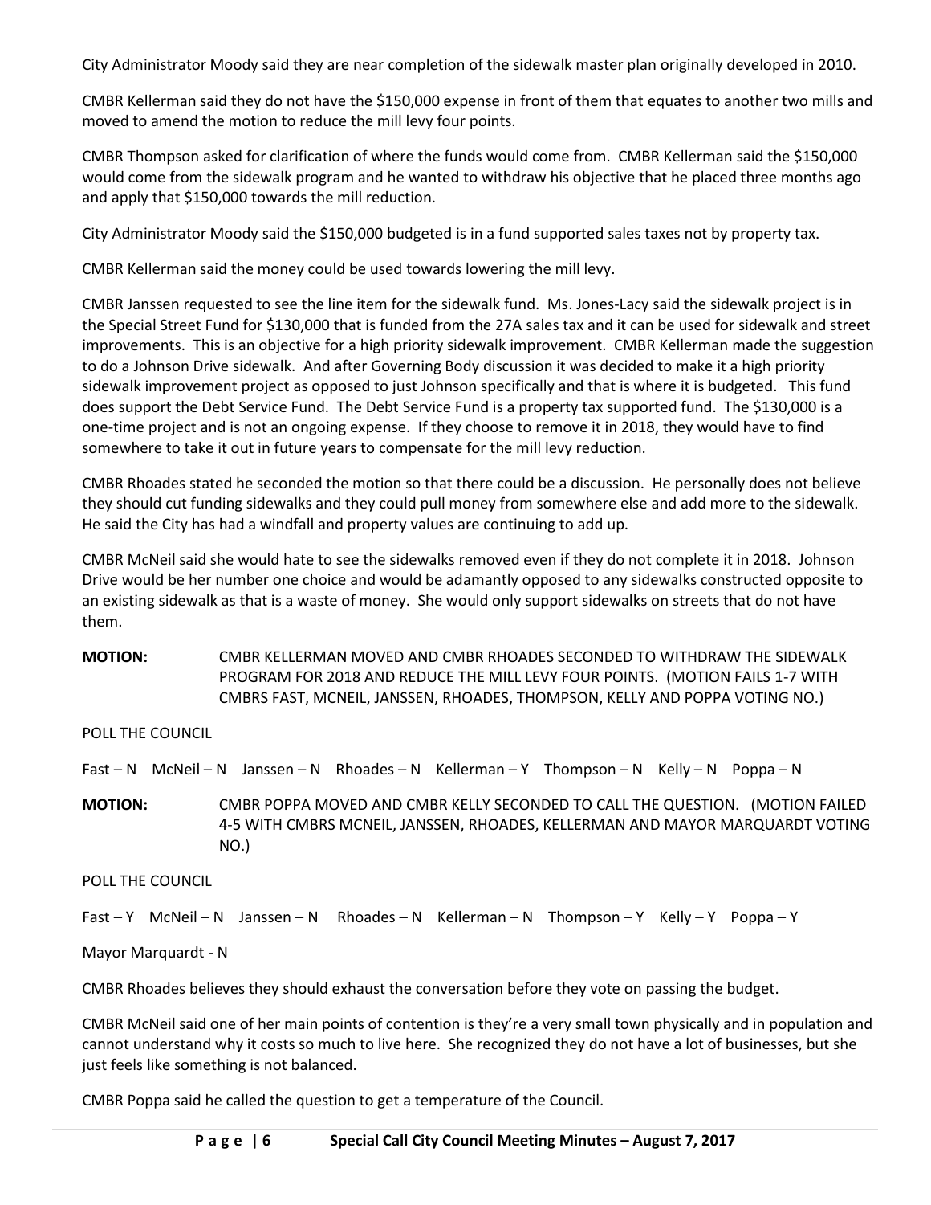City Administrator Moody said they are near completion of the sidewalk master plan originally developed in 2010.

CMBR Kellerman said they do not have the $150,000 expense in front of them that equates to another two mills and moved to amend the motion to reduce the mill levy four points.

CMBR Thompson asked for clarification of where the funds would come from. CMBR Kellerman said the $150,000 would come from the sidewalk program and he wanted to withdraw his objective that he placed three months ago and apply that $150,000 towards the mill reduction.

City Administrator Moody said the $150,000 budgeted is in a fund supported sales taxes not by property tax.

CMBR Kellerman said the money could be used towards lowering the mill levy.

CMBR Janssen requested to see the line item for the sidewalk fund. Ms. Jones-Lacy said the sidewalk project is in the Special Street Fund for $130,000 that is funded from the 27A sales tax and it can be used for sidewalk and street improvements. This is an objective for a high priority sidewalk improvement. CMBR Kellerman made the suggestion to do a Johnson Drive sidewalk. And after Governing Body discussion it was decided to make it a high priority sidewalk improvement project as opposed to just Johnson specifically and that is where it is budgeted. This fund does support the Debt Service Fund. The Debt Service Fund is a property tax supported fund. The $130,000 is a one-time project and is not an ongoing expense. If they choose to remove it in 2018, they would have to find somewhere to take it out in future years to compensate for the mill levy reduction.

CMBR Rhoades stated he seconded the motion so that there could be a discussion. He personally does not believe they should cut funding sidewalks and they could pull money from somewhere else and add more to the sidewalk. He said the City has had a windfall and property values are continuing to add up.

CMBR McNeil said she would hate to see the sidewalks removed even if they do not complete it in 2018. Johnson Drive would be her number one choice and would be adamantly opposed to any sidewalks constructed opposite to an existing sidewalk as that is a waste of money. She would only support sidewalks on streets that do not have them.

**MOTION:** CMBR KELLERMAN MOVED AND CMBR RHOADES SECONDED TO WITHDRAW THE SIDEWALK PROGRAM FOR 2018 AND REDUCE THE MILL LEVY FOUR POINTS. (MOTION FAILS 1-7 WITH CMBRS FAST, MCNEIL, JANSSEN, RHOADES, THOMPSON, KELLY AND POPPA VOTING NO.)

POLL THE COUNCIL

Fast – N McNeil – N Janssen – N Rhoades – N Kellerman – Y Thompson – N Kelly – N Poppa – N

**MOTION:** CMBR POPPA MOVED AND CMBR KELLY SECONDED TO CALL THE QUESTION. (MOTION FAILED 4-5 WITH CMBRS MCNEIL, JANSSEN, RHOADES, KELLERMAN AND MAYOR MARQUARDT VOTING NO.)

POLL THE COUNCIL

Fast – Y McNeil – N Janssen – N Rhoades – N Kellerman – N Thompson – Y Kelly – Y Poppa – Y

Mayor Marquardt - N

CMBR Rhoades believes they should exhaust the conversation before they vote on passing the budget.

CMBR McNeil said one of her main points of contention is they're a very small town physically and in population and cannot understand why it costs so much to live here. She recognized they do not have a lot of businesses, but she just feels like something is not balanced.

CMBR Poppa said he called the question to get a temperature of the Council.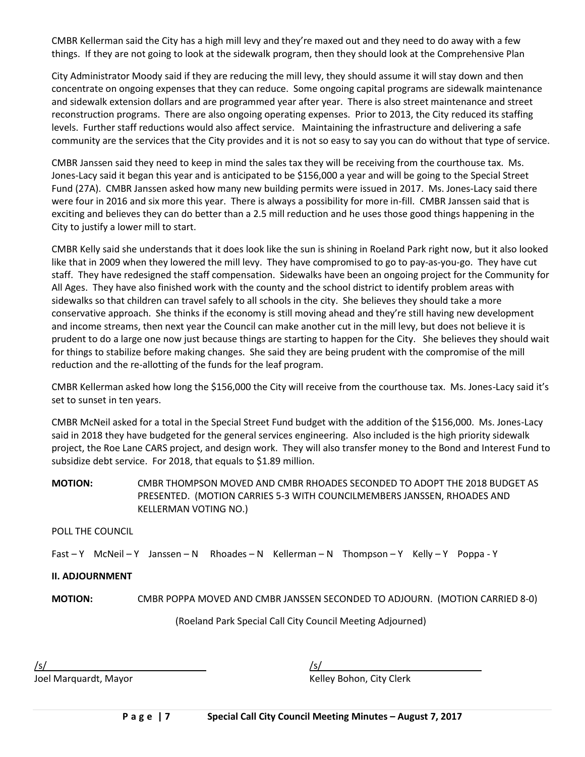CMBR Kellerman said the City has a high mill levy and they're maxed out and they need to do away with a few things. If they are not going to look at the sidewalk program, then they should look at the Comprehensive Plan

City Administrator Moody said if they are reducing the mill levy, they should assume it will stay down and then concentrate on ongoing expenses that they can reduce. Some ongoing capital programs are sidewalk maintenance and sidewalk extension dollars and are programmed year after year. There is also street maintenance and street reconstruction programs. There are also ongoing operating expenses. Prior to 2013, the City reduced its staffing levels. Further staff reductions would also affect service. Maintaining the infrastructure and delivering a safe community are the services that the City provides and it is not so easy to say you can do without that type of service.

CMBR Janssen said they need to keep in mind the sales tax they will be receiving from the courthouse tax. Ms. Jones-Lacy said it began this year and is anticipated to be $156,000 a year and will be going to the Special Street Fund (27A). CMBR Janssen asked how many new building permits were issued in 2017. Ms. Jones-Lacy said there were four in 2016 and six more this year. There is always a possibility for more in-fill. CMBR Janssen said that is exciting and believes they can do better than a 2.5 mill reduction and he uses those good things happening in the City to justify a lower mill to start.

CMBR Kelly said she understands that it does look like the sun is shining in Roeland Park right now, but it also looked like that in 2009 when they lowered the mill levy. They have compromised to go to pay-as-you-go. They have cut staff. They have redesigned the staff compensation. Sidewalks have been an ongoing project for the Community for All Ages. They have also finished work with the county and the school district to identify problem areas with sidewalks so that children can travel safely to all schools in the city. She believes they should take a more conservative approach. She thinks if the economy is still moving ahead and they're still having new development and income streams, then next year the Council can make another cut in the mill levy, but does not believe it is prudent to do a large one now just because things are starting to happen for the City. She believes they should wait for things to stabilize before making changes. She said they are being prudent with the compromise of the mill reduction and the re-allotting of the funds for the leaf program.

CMBR Kellerman asked how long the $156,000 the City will receive from the courthouse tax. Ms. Jones-Lacy said it's set to sunset in ten years.

CMBR McNeil asked for a total in the Special Street Fund budget with the addition of the $156,000. Ms. Jones-Lacy said in 2018 they have budgeted for the general services engineering. Also included is the high priority sidewalk project, the Roe Lane CARS project, and design work. They will also transfer money to the Bond and Interest Fund to subsidize debt service. For 2018, that equals to $1.89 million.

**MOTION:** CMBR THOMPSON MOVED AND CMBR RHOADES SECONDED TO ADOPT THE 2018 BUDGET AS PRESENTED. (MOTION CARRIES 5-3 WITH COUNCILMEMBERS JANSSEN, RHOADES AND KELLERMAN VOTING NO.)

POLL THE COUNCIL

Fast – Y McNeil – Y Janssen – N Rhoades – N Kellerman – N Thompson – Y Kelly – Y Poppa - Y

**II. ADJOURNMENT**

**MOTION:** CMBR POPPA MOVED AND CMBR JANSSEN SECONDED TO ADJOURN. (MOTION CARRIED 8-0)

(Roeland Park Special Call City Council Meeting Adjourned)

/s/
Joel Marquardt, Mayor

/s/
Kelley Bohon, City Clerk